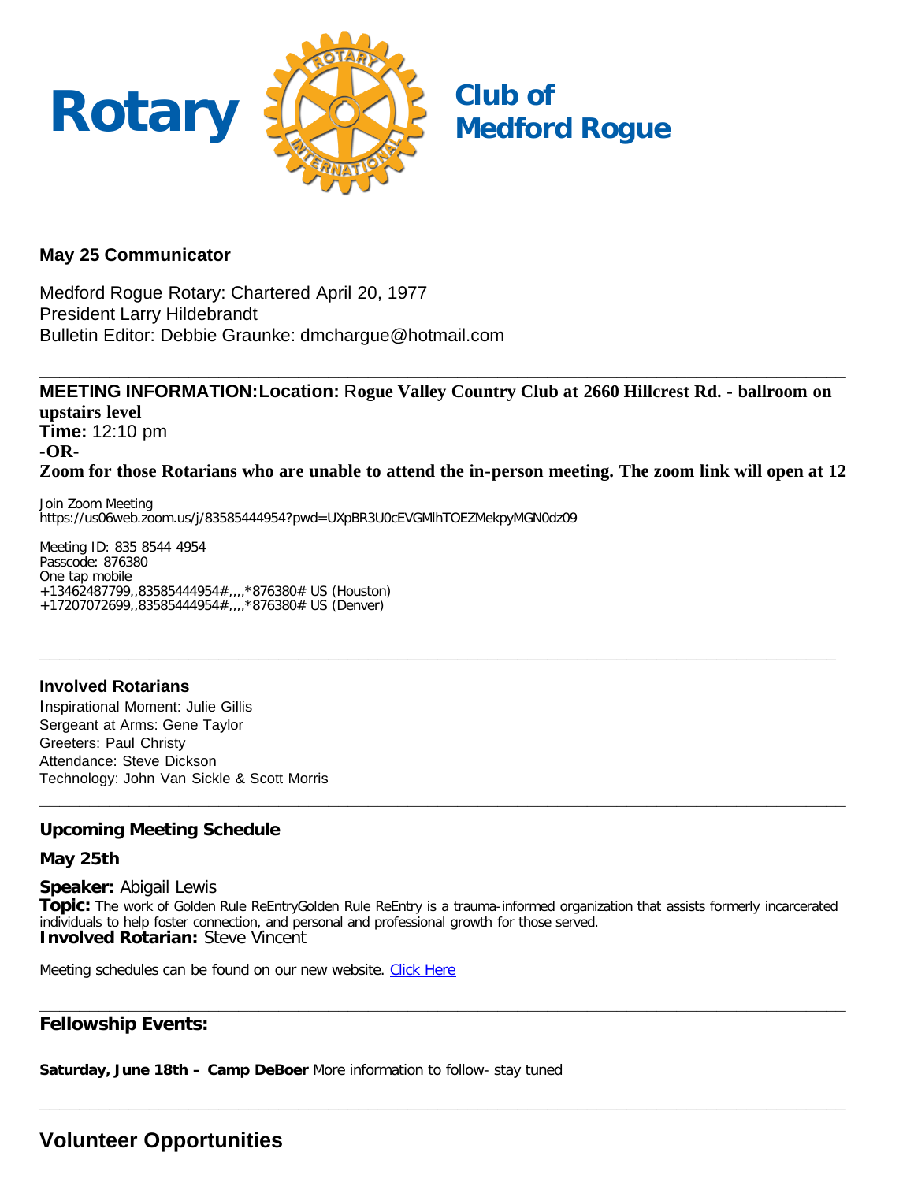# Rotary Club of Medford Rogue

**May 25 Communicator**

Medford Rogue Rotary: Chartered April 20, 1977
President Larry Hildebrandt
Bulletin Editor: Debbie Graunke: dmchargue@hotmail.com

---

**MEETING INFORMATION:** **Location:** **Rogue Valley Country Club at 2660 Hillcrest Rd. - ballroom on upstairs level**
**Time:** 12:10 pm
**-OR-**
**Zoom for those Rotarians who are unable to attend the in-person meeting. The zoom link will open at 12**

Join Zoom Meeting
https://us06web.zoom.us/j/83585444954?pwd=UXpBR3U0cEVGMlhTOEZMekpyMGN0dz09

Meeting ID: 835 8544 4954
Passcode: 876380
One tap mobile
+13462487799,,83585444954#,,,,*876380# US (Houston)
+17207072699,,83585444954#,,,,*876380# US (Denver)

---

### Involved Rotarians

Inspirational Moment: Julie Gillis
Sergeant at Arms: Gene Taylor
Greeters: Paul Christy
Attendance: Steve Dickson
Technology: John Van Sickle & Scott Morris

---

### Upcoming Meeting Schedule

**May 25th**

**Speaker:** Abigail Lewis
**Topic:** The work of Golden Rule ReEntryGolden Rule ReEntry is a trauma-informed organization that assists formerly incarcerated individuals to help foster connection, and personal and professional growth for those served.
**Involved Rotarian:** Steve Vincent

Meeting schedules can be found on our new website. Click Here

---

### Fellowship Events:

**Saturday, June 18th – Camp DeBoer** More information to follow- stay tuned

---

## Volunteer Opportunities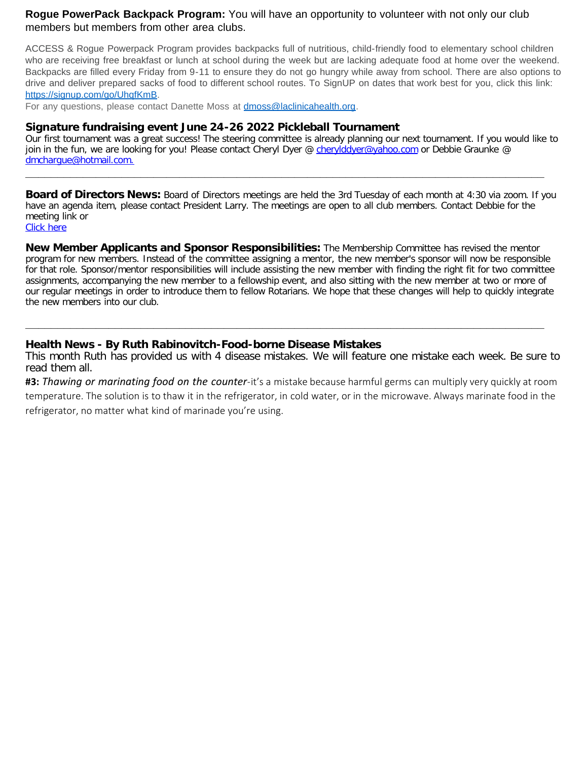**Rogue PowerPack Backpack Program:** You will have an opportunity to volunteer with not only our club members but members from other area clubs.

ACCESS & Rogue Powerpack Program provides backpacks full of nutritious, child-friendly food to elementary school children who are receiving free breakfast or lunch at school during the week but are lacking adequate food at home over the weekend. Backpacks are filled every Friday from 9-11 to ensure they do not go hungry while away from school. There are also options to drive and deliver prepared sacks of food to different school routes. To SignUP on dates that work best for you, click this link: https://signup.com/go/UhqfKmB.

For any questions, please contact Danette Moss at dmoss@laclinicahealth.org.

**Signature fundraising event June 24-26 2022 Pickleball Tournament**

Our first tournament was a great success! The steering committee is already planning our next tournament. If you would like to join in the fun, we are looking for you! Please contact Cheryl Dyer @ cherylddyer@yahoo.com or Debbie Graunke @ dmchargue@hotmail.com.

---

**Board of Directors News:** Board of Directors meetings are held the 3rd Tuesday of each month at 4:30 via zoom. If you have an agenda item, please contact President Larry. The meetings are open to all club members. Contact Debbie for the meeting link or
Click here

**New Member Applicants and Sponsor Responsibilities:** The Membership Committee has revised the mentor program for new members. Instead of the committee assigning a mentor, the new member's sponsor will now be responsible for that role. Sponsor/mentor responsibilities will include assisting the new member with finding the right fit for two committee assignments, accompanying the new member to a fellowship event, and also sitting with the new member at two or more of our regular meetings in order to introduce them to fellow Rotarians. We hope that these changes will help to quickly integrate the new members into our club.

---

**Health News - By Ruth Rabinovitch-Food-borne Disease Mistakes**

This month Ruth has provided us with 4 disease mistakes. We will feature one mistake each week. Be sure to read them all.

**#3:** *Thawing or marinating food on the counter*-it's a mistake because harmful germs can multiply very quickly at room temperature. The solution is to thaw it in the refrigerator, in cold water, or in the microwave. Always marinate food in the refrigerator, no matter what kind of marinade you're using.